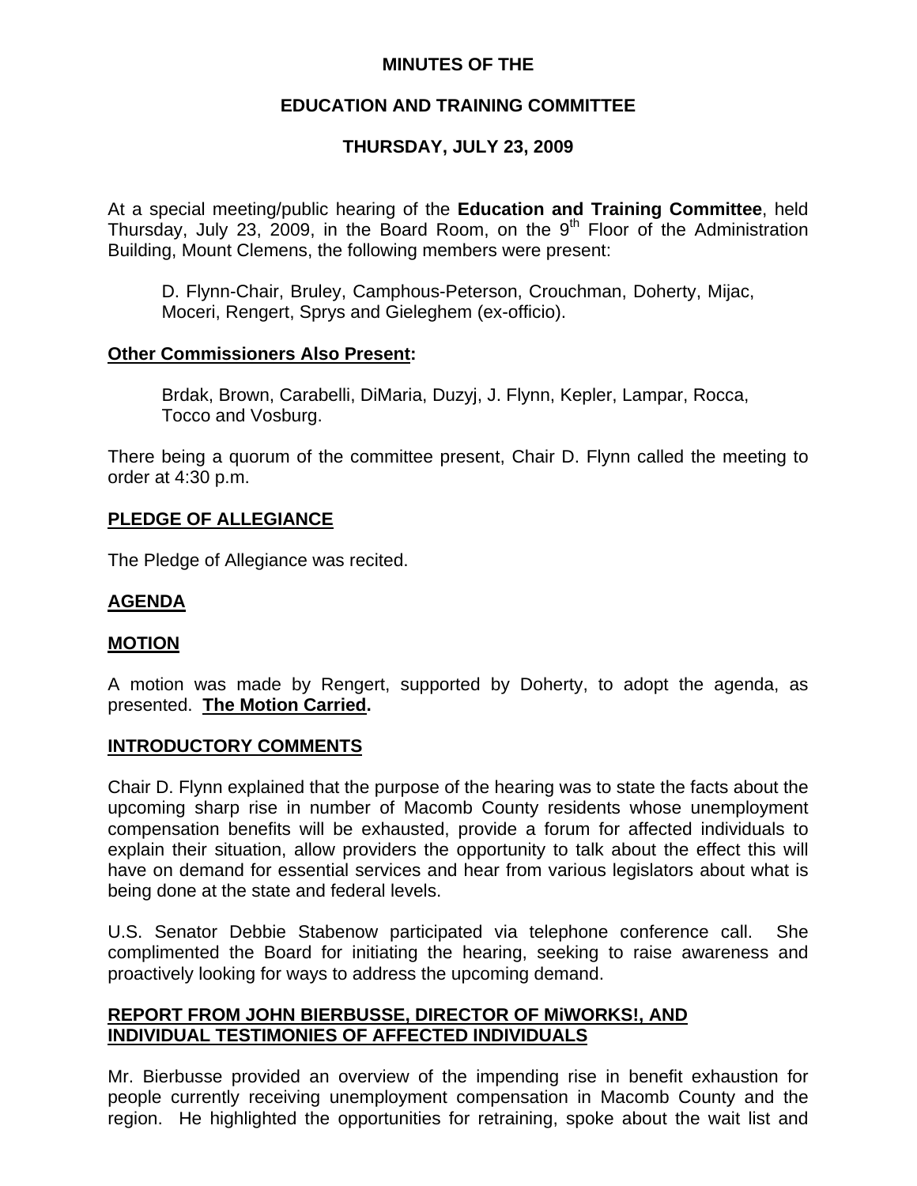# MINUTES OF THE

## EDUCATION AND TRAINING COMMITTEE

### THURSDAY, JULY 23, 2009

At a special meeting/public hearing of the **Education and Training Committee**, held Thursday, July 23, 2009, in the Board Room, on the 9th Floor of the Administration Building, Mount Clemens, the following members were present:

> D. Flynn-Chair, Bruley, Camphous-Peterson, Crouchman, Doherty, Mijac, Moceri, Rengert, Sprys and Gieleghem (ex-officio).

**Other Commissioners Also Present:**

> Brdak, Brown, Carabelli, DiMaria, Duzyj, J. Flynn, Kepler, Lampar, Rocca, Tocco and Vosburg.

There being a quorum of the committee present, Chair D. Flynn called the meeting to order at 4:30 p.m.

**PLEDGE OF ALLEGIANCE**

The Pledge of Allegiance was recited.

**AGENDA**

**MOTION**

A motion was made by Rengert, supported by Doherty, to adopt the agenda, as presented. **The Motion Carried.**

**INTRODUCTORY COMMENTS**

Chair D. Flynn explained that the purpose of the hearing was to state the facts about the upcoming sharp rise in number of Macomb County residents whose unemployment compensation benefits will be exhausted, provide a forum for affected individuals to explain their situation, allow providers the opportunity to talk about the effect this will have on demand for essential services and hear from various legislators about what is being done at the state and federal levels.

U.S. Senator Debbie Stabenow participated via telephone conference call. She complimented the Board for initiating the hearing, seeking to raise awareness and proactively looking for ways to address the upcoming demand.

**REPORT FROM JOHN BIERBUSSE, DIRECTOR OF MiWORKS!, AND INDIVIDUAL TESTIMONIES OF AFFECTED INDIVIDUALS**

Mr. Bierbusse provided an overview of the impending rise in benefit exhaustion for people currently receiving unemployment compensation in Macomb County and the region. He highlighted the opportunities for retraining, spoke about the wait list and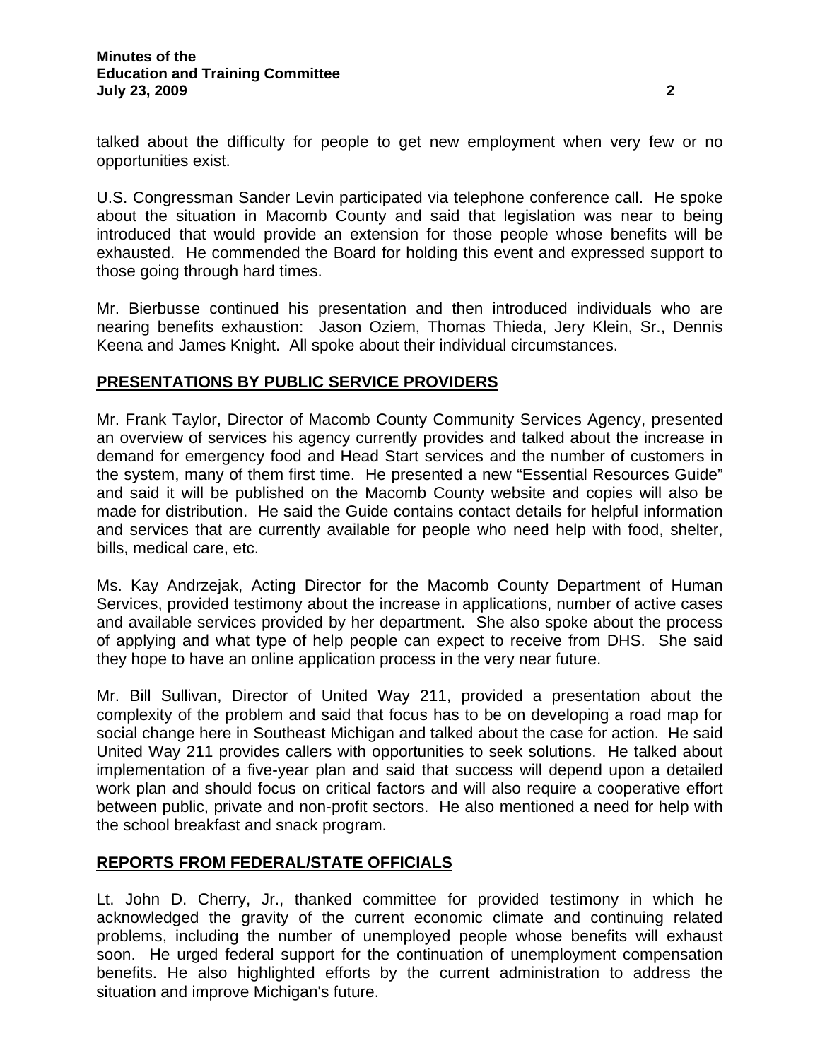talked about the difficulty for people to get new employment when very few or no opportunities exist.

U.S. Congressman Sander Levin participated via telephone conference call. He spoke about the situation in Macomb County and said that legislation was near to being introduced that would provide an extension for those people whose benefits will be exhausted. He commended the Board for holding this event and expressed support to those going through hard times.

Mr. Bierbusse continued his presentation and then introduced individuals who are nearing benefits exhaustion: Jason Oziem, Thomas Thieda, Jery Klein, Sr., Dennis Keena and James Knight. All spoke about their individual circumstances.

## PRESENTATIONS BY PUBLIC SERVICE PROVIDERS

Mr. Frank Taylor, Director of Macomb County Community Services Agency, presented an overview of services his agency currently provides and talked about the increase in demand for emergency food and Head Start services and the number of customers in the system, many of them first time. He presented a new "Essential Resources Guide" and said it will be published on the Macomb County website and copies will also be made for distribution. He said the Guide contains contact details for helpful information and services that are currently available for people who need help with food, shelter, bills, medical care, etc.

Ms. Kay Andrzejak, Acting Director for the Macomb County Department of Human Services, provided testimony about the increase in applications, number of active cases and available services provided by her department. She also spoke about the process of applying and what type of help people can expect to receive from DHS. She said they hope to have an online application process in the very near future.

Mr. Bill Sullivan, Director of United Way 211, provided a presentation about the complexity of the problem and said that focus has to be on developing a road map for social change here in Southeast Michigan and talked about the case for action. He said United Way 211 provides callers with opportunities to seek solutions. He talked about implementation of a five-year plan and said that success will depend upon a detailed work plan and should focus on critical factors and will also require a cooperative effort between public, private and non-profit sectors. He also mentioned a need for help with the school breakfast and snack program.

## REPORTS FROM FEDERAL/STATE OFFICIALS

Lt. John D. Cherry, Jr., thanked committee for provided testimony in which he acknowledged the gravity of the current economic climate and continuing related problems, including the number of unemployed people whose benefits will exhaust soon. He urged federal support for the continuation of unemployment compensation benefits. He also highlighted efforts by the current administration to address the situation and improve Michigan's future.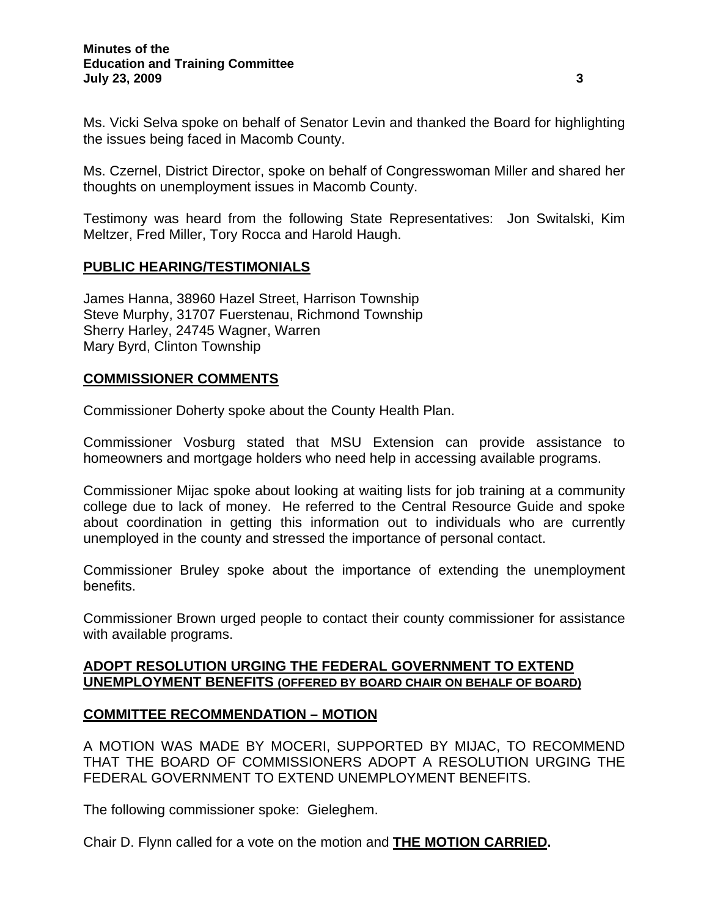Ms. Vicki Selva spoke on behalf of Senator Levin and thanked the Board for highlighting the issues being faced in Macomb County.

Ms. Czernel, District Director, spoke on behalf of Congresswoman Miller and shared her thoughts on unemployment issues in Macomb County.

Testimony was heard from the following State Representatives: Jon Switalski, Kim Meltzer, Fred Miller, Tory Rocca and Harold Haugh.

## PUBLIC HEARING/TESTIMONIALS

James Hanna, 38960 Hazel Street, Harrison Township
Steve Murphy, 31707 Fuerstenau, Richmond Township
Sherry Harley, 24745 Wagner, Warren
Mary Byrd, Clinton Township

## COMMISSIONER COMMENTS

Commissioner Doherty spoke about the County Health Plan.

Commissioner Vosburg stated that MSU Extension can provide assistance to homeowners and mortgage holders who need help in accessing available programs.

Commissioner Mijac spoke about looking at waiting lists for job training at a community college due to lack of money. He referred to the Central Resource Guide and spoke about coordination in getting this information out to individuals who are currently unemployed in the county and stressed the importance of personal contact.

Commissioner Bruley spoke about the importance of extending the unemployment benefits.

Commissioner Brown urged people to contact their county commissioner for assistance with available programs.

## ADOPT RESOLUTION URGING THE FEDERAL GOVERNMENT TO EXTEND UNEMPLOYMENT BENEFITS (OFFERED BY BOARD CHAIR ON BEHALF OF BOARD)

## COMMITTEE RECOMMENDATION – MOTION

A MOTION WAS MADE BY MOCERI, SUPPORTED BY MIJAC, TO RECOMMEND THAT THE BOARD OF COMMISSIONERS ADOPT A RESOLUTION URGING THE FEDERAL GOVERNMENT TO EXTEND UNEMPLOYMENT BENEFITS.

The following commissioner spoke: Gieleghem.

Chair D. Flynn called for a vote on the motion and **THE MOTION CARRIED.**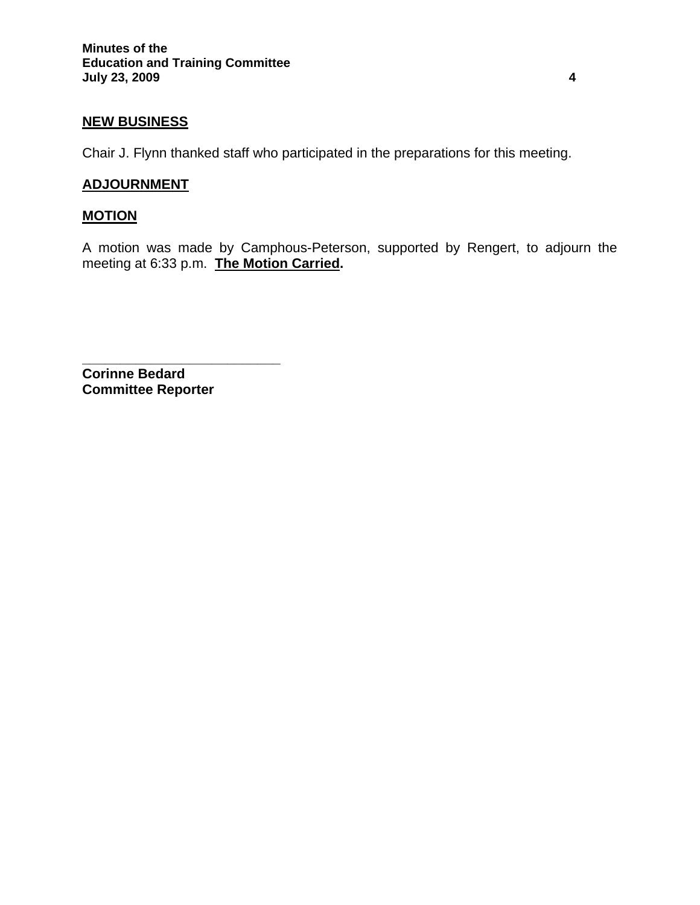**NEW BUSINESS**

Chair J. Flynn thanked staff who participated in the preparations for this meeting.

**ADJOURNMENT**

**MOTION**

A motion was made by Camphous-Peterson, supported by Rengert, to adjourn the meeting at 6:33 p.m. **The Motion Carried.**

\_\_\_\_\_\_\_\_\_\_\_\_\_\_\_\_\_\_\_\_\_\_\_\_\_\_\_\_

**Corinne Bedard**
**Committee Reporter**